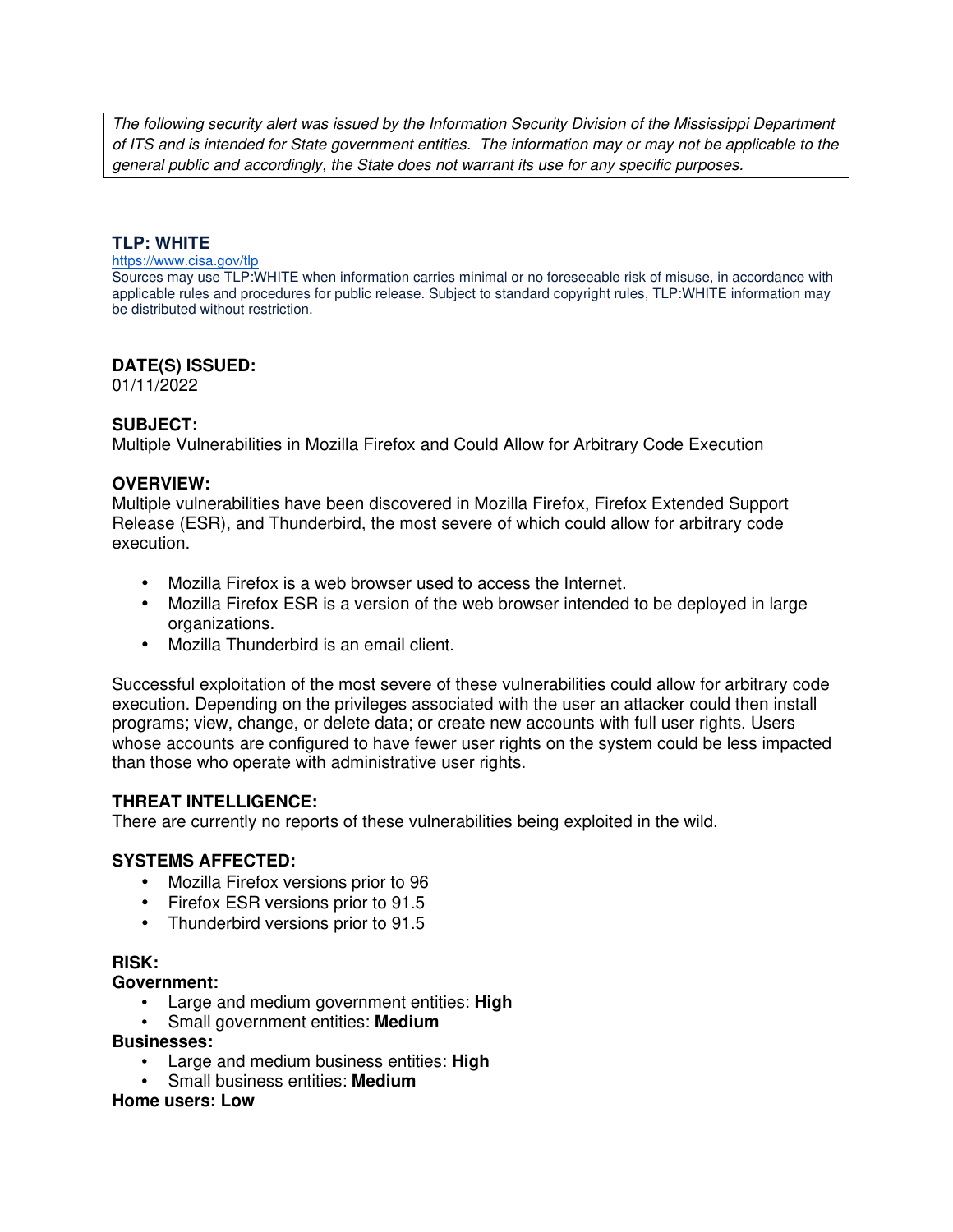*The following security alert was issued by the Information Security Division of the Mississippi Department of ITS and is intended for State government entities. The information may or may not be applicable to the general public and accordingly, the State does not warrant its use for any specific purposes.*

## TLP: WHITE

https://www.cisa.gov/tlp

Sources may use TLP:WHITE when information carries minimal or no foreseeable risk of misuse, in accordance with applicable rules and procedures for public release. Subject to standard copyright rules, TLP:WHITE information may be distributed without restriction.

**DATE(S) ISSUED:**

01/11/2022

**SUBJECT:**

Multiple Vulnerabilities in Mozilla Firefox and Could Allow for Arbitrary Code Execution

**OVERVIEW:**

Multiple vulnerabilities have been discovered in Mozilla Firefox, Firefox Extended Support Release (ESR), and Thunderbird, the most severe of which could allow for arbitrary code execution.

- Mozilla Firefox is a web browser used to access the Internet.
- Mozilla Firefox ESR is a version of the web browser intended to be deployed in large organizations.
- Mozilla Thunderbird is an email client.

Successful exploitation of the most severe of these vulnerabilities could allow for arbitrary code execution. Depending on the privileges associated with the user an attacker could then install programs; view, change, or delete data; or create new accounts with full user rights. Users whose accounts are configured to have fewer user rights on the system could be less impacted than those who operate with administrative user rights.

**THREAT INTELLIGENCE:**

There are currently no reports of these vulnerabilities being exploited in the wild.

**SYSTEMS AFFECTED:**

- Mozilla Firefox versions prior to 96
- Firefox ESR versions prior to 91.5
- Thunderbird versions prior to 91.5

**RISK:**

**Government:**

- Large and medium government entities: **High**
- Small government entities: **Medium**

**Businesses:**

- Large and medium business entities: **High**
- Small business entities: **Medium**

**Home users: Low**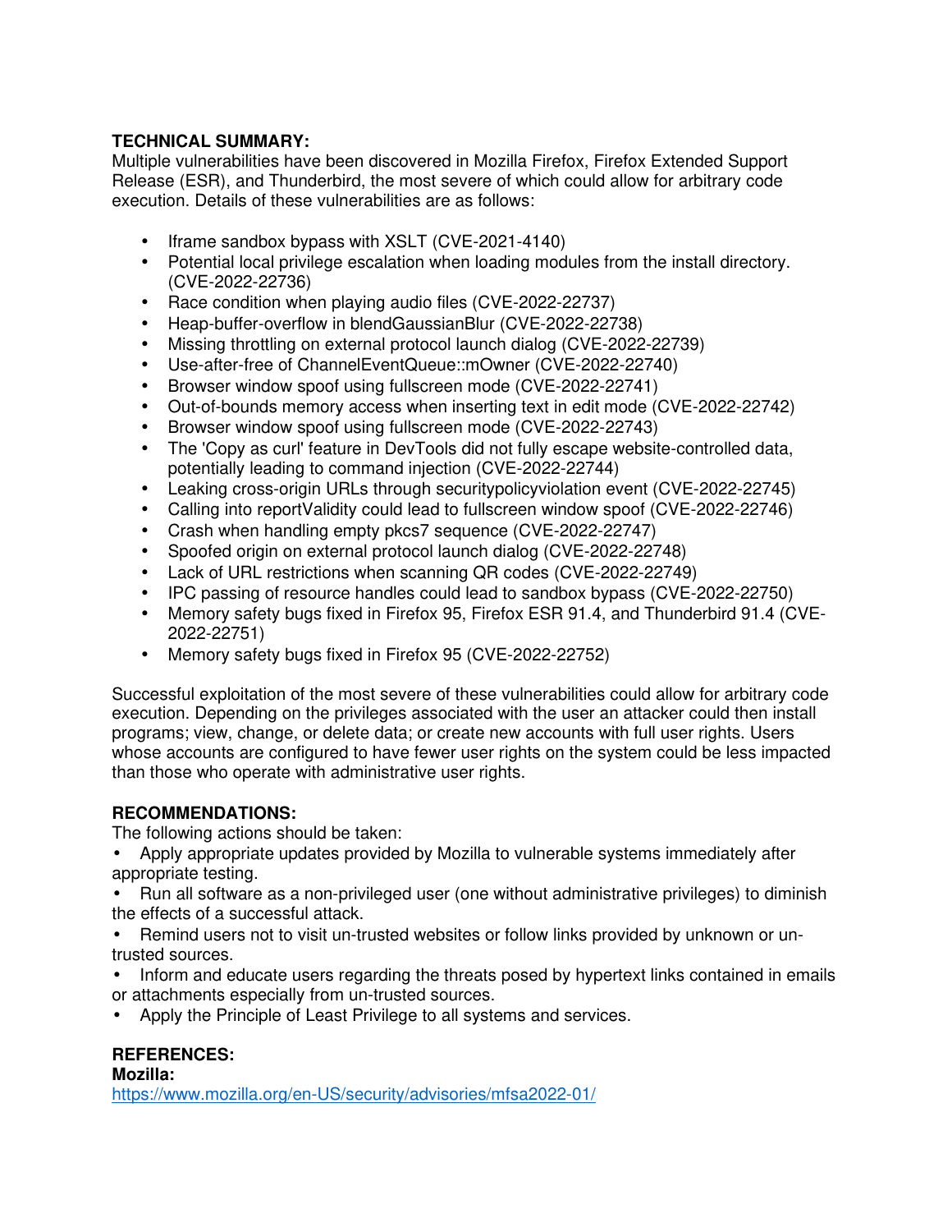**TECHNICAL SUMMARY:**
Multiple vulnerabilities have been discovered in Mozilla Firefox, Firefox Extended Support Release (ESR), and Thunderbird, the most severe of which could allow for arbitrary code execution. Details of these vulnerabilities are as follows:

- Iframe sandbox bypass with XSLT (CVE-2021-4140)
- Potential local privilege escalation when loading modules from the install directory. (CVE-2022-22736)
- Race condition when playing audio files (CVE-2022-22737)
- Heap-buffer-overflow in blendGaussianBlur (CVE-2022-22738)
- Missing throttling on external protocol launch dialog (CVE-2022-22739)
- Use-after-free of ChannelEventQueue::mOwner (CVE-2022-22740)
- Browser window spoof using fullscreen mode (CVE-2022-22741)
- Out-of-bounds memory access when inserting text in edit mode (CVE-2022-22742)
- Browser window spoof using fullscreen mode (CVE-2022-22743)
- The 'Copy as curl' feature in DevTools did not fully escape website-controlled data, potentially leading to command injection (CVE-2022-22744)
- Leaking cross-origin URLs through securitypolicyviolation event (CVE-2022-22745)
- Calling into reportValidity could lead to fullscreen window spoof (CVE-2022-22746)
- Crash when handling empty pkcs7 sequence (CVE-2022-22747)
- Spoofed origin on external protocol launch dialog (CVE-2022-22748)
- Lack of URL restrictions when scanning QR codes (CVE-2022-22749)
- IPC passing of resource handles could lead to sandbox bypass (CVE-2022-22750)
- Memory safety bugs fixed in Firefox 95, Firefox ESR 91.4, and Thunderbird 91.4 (CVE-2022-22751)
- Memory safety bugs fixed in Firefox 95 (CVE-2022-22752)

Successful exploitation of the most severe of these vulnerabilities could allow for arbitrary code execution. Depending on the privileges associated with the user an attacker could then install programs; view, change, or delete data; or create new accounts with full user rights. Users whose accounts are configured to have fewer user rights on the system could be less impacted than those who operate with administrative user rights.

**RECOMMENDATIONS:**
The following actions should be taken:

- Apply appropriate updates provided by Mozilla to vulnerable systems immediately after appropriate testing.
- Run all software as a non-privileged user (one without administrative privileges) to diminish the effects of a successful attack.
- Remind users not to visit un-trusted websites or follow links provided by unknown or un-trusted sources.
- Inform and educate users regarding the threats posed by hypertext links contained in emails or attachments especially from un-trusted sources.
- Apply the Principle of Least Privilege to all systems and services.

**REFERENCES:**

**Mozilla:**
https://www.mozilla.org/en-US/security/advisories/mfsa2022-01/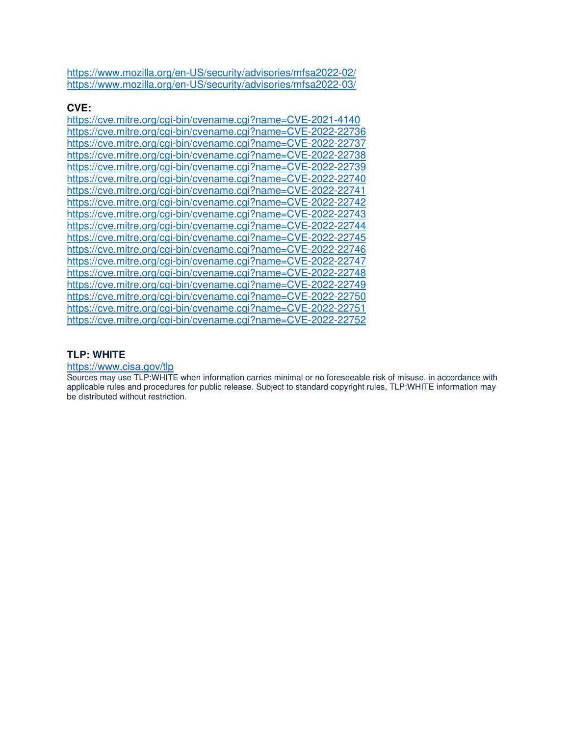https://www.mozilla.org/en-US/security/advisories/mfsa2022-02/
https://www.mozilla.org/en-US/security/advisories/mfsa2022-03/

**CVE:**

https://cve.mitre.org/cgi-bin/cvename.cgi?name=CVE-2021-4140
https://cve.mitre.org/cgi-bin/cvename.cgi?name=CVE-2022-22736
https://cve.mitre.org/cgi-bin/cvename.cgi?name=CVE-2022-22737
https://cve.mitre.org/cgi-bin/cvename.cgi?name=CVE-2022-22738
https://cve.mitre.org/cgi-bin/cvename.cgi?name=CVE-2022-22739
https://cve.mitre.org/cgi-bin/cvename.cgi?name=CVE-2022-22740
https://cve.mitre.org/cgi-bin/cvename.cgi?name=CVE-2022-22741
https://cve.mitre.org/cgi-bin/cvename.cgi?name=CVE-2022-22742
https://cve.mitre.org/cgi-bin/cvename.cgi?name=CVE-2022-22743
https://cve.mitre.org/cgi-bin/cvename.cgi?name=CVE-2022-22744
https://cve.mitre.org/cgi-bin/cvename.cgi?name=CVE-2022-22745
https://cve.mitre.org/cgi-bin/cvename.cgi?name=CVE-2022-22746
https://cve.mitre.org/cgi-bin/cvename.cgi?name=CVE-2022-22747
https://cve.mitre.org/cgi-bin/cvename.cgi?name=CVE-2022-22748
https://cve.mitre.org/cgi-bin/cvename.cgi?name=CVE-2022-22749
https://cve.mitre.org/cgi-bin/cvename.cgi?name=CVE-2022-22750
https://cve.mitre.org/cgi-bin/cvename.cgi?name=CVE-2022-22751
https://cve.mitre.org/cgi-bin/cvename.cgi?name=CVE-2022-22752

**TLP: WHITE**

https://www.cisa.gov/tlp

Sources may use TLP:WHITE when information carries minimal or no foreseeable risk of misuse, in accordance with applicable rules and procedures for public release. Subject to standard copyright rules, TLP:WHITE information may be distributed without restriction.